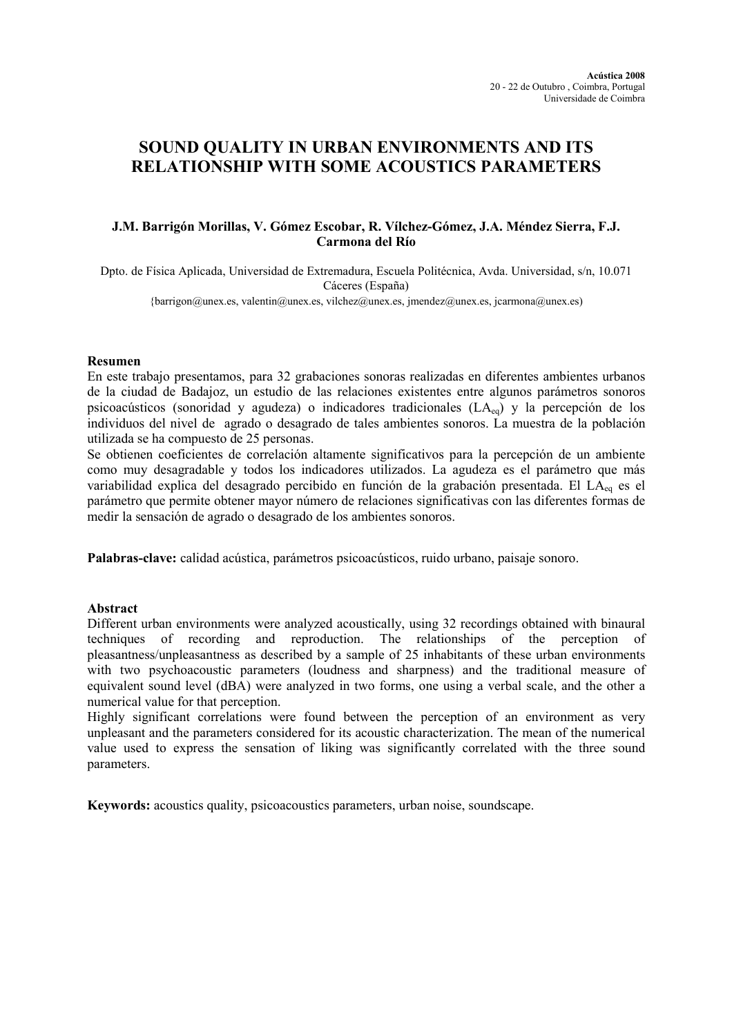**Acústica 2008**
20 - 22 de Outubro , Coimbra, Portugal
Universidade de Coimbra

# SOUND QUALITY IN URBAN ENVIRONMENTS AND ITS RELATIONSHIP WITH SOME ACOUSTICS PARAMETERS

**J.M. Barrigón Morillas, V. Gómez Escobar, R. Vílchez-Gómez, J.A. Méndez Sierra, F.J. Carmona del Río**

Dpto. de Física Aplicada, Universidad de Extremadura, Escuela Politécnica, Avda. Universidad, s/n, 10.071 Cáceres (España)
{barrigon@unex.es, valentin@unex.es, vilchez@unex.es, jmendez@unex.es, jcarmona@unex.es)

### Resumen

En este trabajo presentamos, para 32 grabaciones sonoras realizadas en diferentes ambientes urbanos de la ciudad de Badajoz, un estudio de las relaciones existentes entre algunos parámetros sonoros psicoacústicos (sonoridad y agudeza) o indicadores tradicionales ($LA_{eq}$) y la percepción de los individuos del nivel de agrado o desagrado de tales ambientes sonoros. La muestra de la población utilizada se ha compuesto de 25 personas.

Se obtienen coeficientes de correlación altamente significativos para la percepción de un ambiente como muy desagradable y todos los indicadores utilizados. La agudeza es el parámetro que más variabilidad explica del desagrado percibido en función de la grabación presentada. El $LA_{eq}$ es el parámetro que permite obtener mayor número de relaciones significativas con las diferentes formas de medir la sensación de agrado o desagrado de los ambientes sonoros.

**Palabras-clave:** calidad acústica, parámetros psicoacústicos, ruido urbano, paisaje sonoro.

### Abstract

Different urban environments were analyzed acoustically, using 32 recordings obtained with binaural techniques of recording and reproduction. The relationships of the perception of pleasantness/unpleasantness as described by a sample of 25 inhabitants of these urban environments with two psychoacoustic parameters (loudness and sharpness) and the traditional measure of equivalent sound level (dBA) were analyzed in two forms, one using a verbal scale, and the other a numerical value for that perception.

Highly significant correlations were found between the perception of an environment as very unpleasant and the parameters considered for its acoustic characterization. The mean of the numerical value used to express the sensation of liking was significantly correlated with the three sound parameters.

**Keywords:** acoustics quality, psicoacoustics parameters, urban noise, soundscape.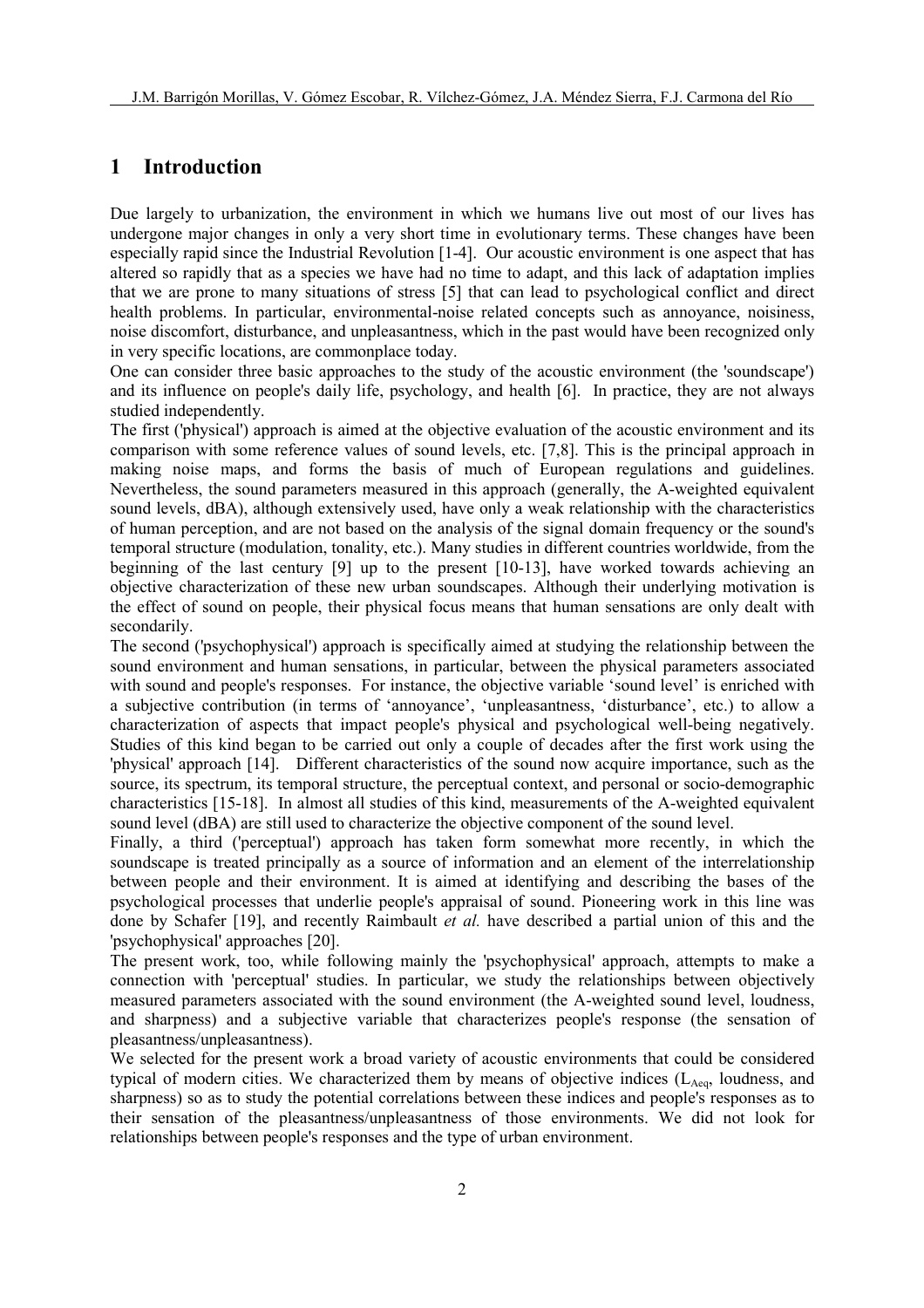# 1 Introduction

Due largely to urbanization, the environment in which we humans live out most of our lives has undergone major changes in only a very short time in evolutionary terms. These changes have been especially rapid since the Industrial Revolution [1-4]. Our acoustic environment is one aspect that has altered so rapidly that as a species we have had no time to adapt, and this lack of adaptation implies that we are prone to many situations of stress [5] that can lead to psychological conflict and direct health problems. In particular, environmental-noise related concepts such as annoyance, noisiness, noise discomfort, disturbance, and unpleasantness, which in the past would have been recognized only in very specific locations, are commonplace today.

One can consider three basic approaches to the study of the acoustic environment (the 'soundscape') and its influence on people's daily life, psychology, and health [6]. In practice, they are not always studied independently.

The first ('physical') approach is aimed at the objective evaluation of the acoustic environment and its comparison with some reference values of sound levels, etc. [7,8]. This is the principal approach in making noise maps, and forms the basis of much of European regulations and guidelines. Nevertheless, the sound parameters measured in this approach (generally, the A-weighted equivalent sound levels, dBA), although extensively used, have only a weak relationship with the characteristics of human perception, and are not based on the analysis of the signal domain frequency or the sound's temporal structure (modulation, tonality, etc.). Many studies in different countries worldwide, from the beginning of the last century [9] up to the present [10-13], have worked towards achieving an objective characterization of these new urban soundscapes. Although their underlying motivation is the effect of sound on people, their physical focus means that human sensations are only dealt with secondarily.

The second ('psychophysical') approach is specifically aimed at studying the relationship between the sound environment and human sensations, in particular, between the physical parameters associated with sound and people's responses. For instance, the objective variable 'sound level' is enriched with a subjective contribution (in terms of 'annoyance', 'unpleasantness, 'disturbance', etc.) to allow a characterization of aspects that impact people's physical and psychological well-being negatively. Studies of this kind began to be carried out only a couple of decades after the first work using the 'physical' approach [14]. Different characteristics of the sound now acquire importance, such as the source, its spectrum, its temporal structure, the perceptual context, and personal or socio-demographic characteristics [15-18]. In almost all studies of this kind, measurements of the A-weighted equivalent sound level (dBA) are still used to characterize the objective component of the sound level.

Finally, a third ('perceptual') approach has taken form somewhat more recently, in which the soundscape is treated principally as a source of information and an element of the interrelationship between people and their environment. It is aimed at identifying and describing the bases of the psychological processes that underlie people's appraisal of sound. Pioneering work in this line was done by Schafer [19], and recently Raimbault *et al.* have described a partial union of this and the 'psychophysical' approaches [20].

The present work, too, while following mainly the 'psychophysical' approach, attempts to make a connection with 'perceptual' studies. In particular, we study the relationships between objectively measured parameters associated with the sound environment (the A-weighted sound level, loudness, and sharpness) and a subjective variable that characterizes people's response (the sensation of pleasantness/unpleasantness).

We selected for the present work a broad variety of acoustic environments that could be considered typical of modern cities. We characterized them by means of objective indices ($L_{Aeq}$, loudness, and sharpness) so as to study the potential correlations between these indices and people's responses as to their sensation of the pleasantness/unpleasantness of those environments. We did not look for relationships between people's responses and the type of urban environment.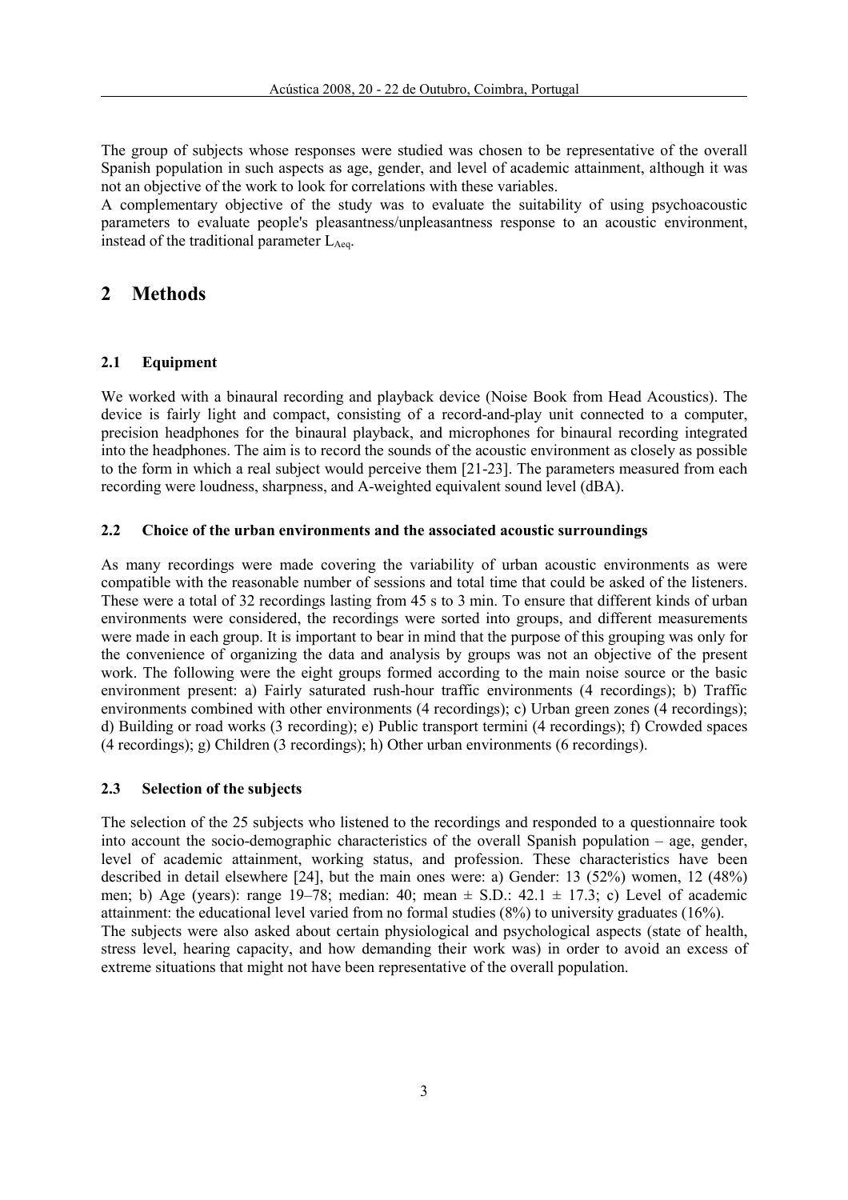The group of subjects whose responses were studied was chosen to be representative of the overall Spanish population in such aspects as age, gender, and level of academic attainment, although it was not an objective of the work to look for correlations with these variables.
A complementary objective of the study was to evaluate the suitability of using psychoacoustic parameters to evaluate people's pleasantness/unpleasantness response to an acoustic environment, instead of the traditional parameter $L_{Aeq}$.

# 2 Methods

## 2.1 Equipment

We worked with a binaural recording and playback device (Noise Book from Head Acoustics). The device is fairly light and compact, consisting of a record-and-play unit connected to a computer, precision headphones for the binaural playback, and microphones for binaural recording integrated into the headphones. The aim is to record the sounds of the acoustic environment as closely as possible to the form in which a real subject would perceive them [21-23]. The parameters measured from each recording were loudness, sharpness, and A-weighted equivalent sound level (dBA).

## 2.2 Choice of the urban environments and the associated acoustic surroundings

As many recordings were made covering the variability of urban acoustic environments as were compatible with the reasonable number of sessions and total time that could be asked of the listeners. These were a total of 32 recordings lasting from 45 s to 3 min. To ensure that different kinds of urban environments were considered, the recordings were sorted into groups, and different measurements were made in each group. It is important to bear in mind that the purpose of this grouping was only for the convenience of organizing the data and analysis by groups was not an objective of the present work. The following were the eight groups formed according to the main noise source or the basic environment present: a) Fairly saturated rush-hour traffic environments (4 recordings); b) Traffic environments combined with other environments (4 recordings); c) Urban green zones (4 recordings); d) Building or road works (3 recording); e) Public transport termini (4 recordings); f) Crowded spaces (4 recordings); g) Children (3 recordings); h) Other urban environments (6 recordings).

## 2.3 Selection of the subjects

The selection of the 25 subjects who listened to the recordings and responded to a questionnaire took into account the socio-demographic characteristics of the overall Spanish population – age, gender, level of academic attainment, working status, and profession. These characteristics have been described in detail elsewhere [24], but the main ones were: a) Gender: 13 (52%) women, 12 (48%) men; b) Age (years): range 19–78; median: 40; mean ± S.D.: 42.1 ± 17.3; c) Level of academic attainment: the educational level varied from no formal studies (8%) to university graduates (16%).
The subjects were also asked about certain physiological and psychological aspects (state of health, stress level, hearing capacity, and how demanding their work was) in order to avoid an excess of extreme situations that might not have been representative of the overall population.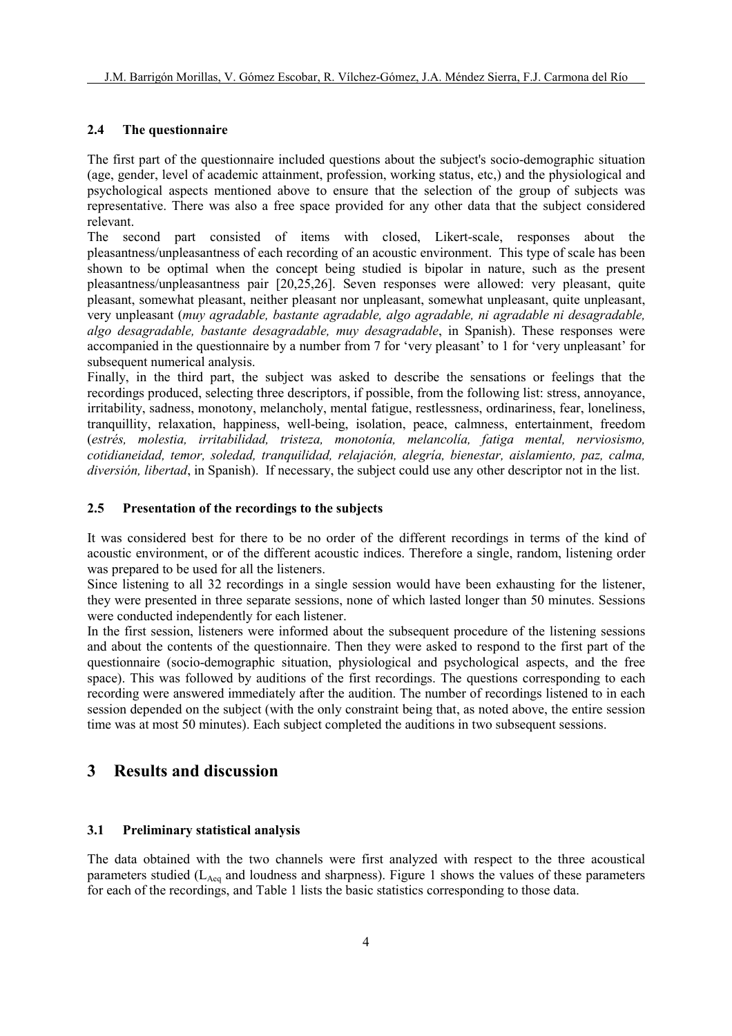### 2.4 The questionnaire

The first part of the questionnaire included questions about the subject's socio-demographic situation (age, gender, level of academic attainment, profession, working status, etc,) and the physiological and psychological aspects mentioned above to ensure that the selection of the group of subjects was representative. There was also a free space provided for any other data that the subject considered relevant.

The second part consisted of items with closed, Likert-scale, responses about the pleasantness/unpleasantness of each recording of an acoustic environment. This type of scale has been shown to be optimal when the concept being studied is bipolar in nature, such as the present pleasantness/unpleasantness pair [20,25,26]. Seven responses were allowed: very pleasant, quite pleasant, somewhat pleasant, neither pleasant nor unpleasant, somewhat unpleasant, quite unpleasant, very unpleasant (*muy agradable, bastante agradable, algo agradable, ni agradable ni desagradable, algo desagradable, bastante desagradable, muy desagradable*, in Spanish). These responses were accompanied in the questionnaire by a number from 7 for 'very pleasant' to 1 for 'very unpleasant' for subsequent numerical analysis.

Finally, in the third part, the subject was asked to describe the sensations or feelings that the recordings produced, selecting three descriptors, if possible, from the following list: stress, annoyance, irritability, sadness, monotony, melancholy, mental fatigue, restlessness, ordinariness, fear, loneliness, tranquillity, relaxation, happiness, well-being, isolation, peace, calmness, entertainment, freedom (*estrés, molestia, irritabilidad, tristeza, monotonía, melancolía, fatiga mental, nerviosismo, cotidianeidad, temor, soledad, tranquilidad, relajación, alegría, bienestar, aislamiento, paz, calma, diversión, libertad*, in Spanish). If necessary, the subject could use any other descriptor not in the list.

### 2.5 Presentation of the recordings to the subjects

It was considered best for there to be no order of the different recordings in terms of the kind of acoustic environment, or of the different acoustic indices. Therefore a single, random, listening order was prepared to be used for all the listeners.

Since listening to all 32 recordings in a single session would have been exhausting for the listener, they were presented in three separate sessions, none of which lasted longer than 50 minutes. Sessions were conducted independently for each listener.

In the first session, listeners were informed about the subsequent procedure of the listening sessions and about the contents of the questionnaire. Then they were asked to respond to the first part of the questionnaire (socio-demographic situation, physiological and psychological aspects, and the free space). This was followed by auditions of the first recordings. The questions corresponding to each recording were answered immediately after the audition. The number of recordings listened to in each session depended on the subject (with the only constraint being that, as noted above, the entire session time was at most 50 minutes). Each subject completed the auditions in two subsequent sessions.

## 3 Results and discussion

### 3.1 Preliminary statistical analysis

The data obtained with the two channels were first analyzed with respect to the three acoustical parameters studied ($L_{Aeq}$ and loudness and sharpness). Figure 1 shows the values of these parameters for each of the recordings, and Table 1 lists the basic statistics corresponding to those data.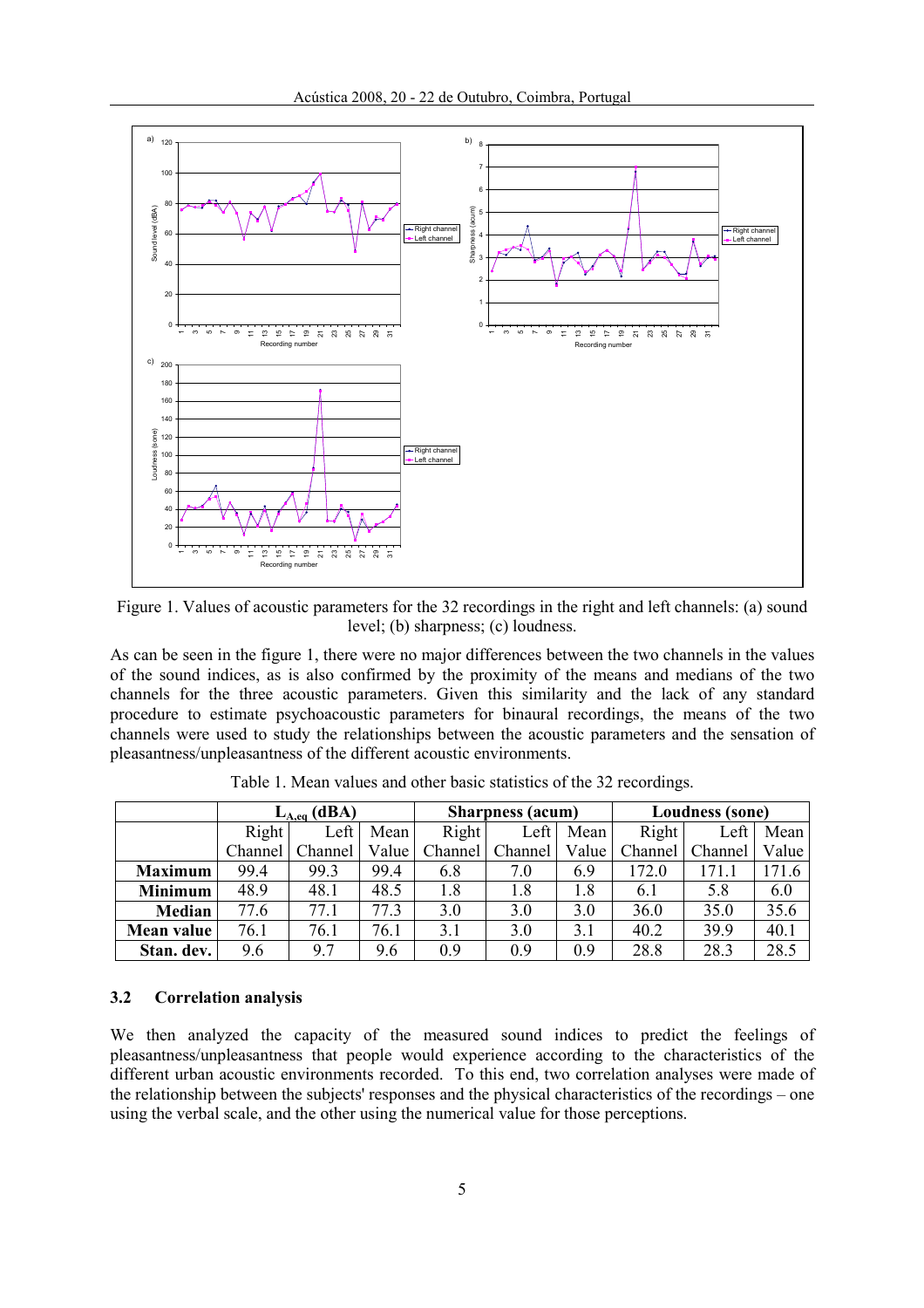Figure 1. Values of acoustic parameters for the 32 recordings in the right and left channels: (a) sound level; (b) sharpness; (c) loudness.

As can be seen in the figure 1, there were no major differences between the two channels in the values of the sound indices, as is also confirmed by the proximity of the means and medians of the two channels for the three acoustic parameters. Given this similarity and the lack of any standard procedure to estimate psychoacoustic parameters for binaural recordings, the means of the two channels were used to study the relationships between the acoustic parameters and the sensation of pleasantness/unpleasantness of the different acoustic environments.

Table 1. Mean values and other basic statistics of the 32 recordings.

| | $L_{A,eq}$ (dBA) | | | Sharpness (acum) | | | Loudness (sone) | | |
|---|---|---|---|---|---|---|---|---|---|
| | Right Channel | Left Channel | Mean Value | Right Channel | Left Channel | Mean Value | Right Channel | Left Channel | Mean Value |
| **Maximum** | 99.4 | 99.3 | 99.4 | 6.8 | 7.0 | 6.9 | 172.0 | 171.1 | 171.6 |
| **Minimum** | 48.9 | 48.1 | 48.5 | 1.8 | 1.8 | 1.8 | 6.1 | 5.8 | 6.0 |
| **Median** | 77.6 | 77.1 | 77.3 | 3.0 | 3.0 | 3.0 | 36.0 | 35.0 | 35.6 |
| **Mean value** | 76.1 | 76.1 | 76.1 | 3.1 | 3.0 | 3.1 | 40.2 | 39.9 | 40.1 |
| **Stan. dev.** | 9.6 | 9.7 | 9.6 | 0.9 | 0.9 | 0.9 | 28.8 | 28.3 | 28.5 |

### 3.2 Correlation analysis

We then analyzed the capacity of the measured sound indices to predict the feelings of pleasantness/unpleasantness that people would experience according to the characteristics of the different urban acoustic environments recorded. To this end, two correlation analyses were made of the relationship between the subjects' responses and the physical characteristics of the recordings – one using the verbal scale, and the other using the numerical value for those perceptions.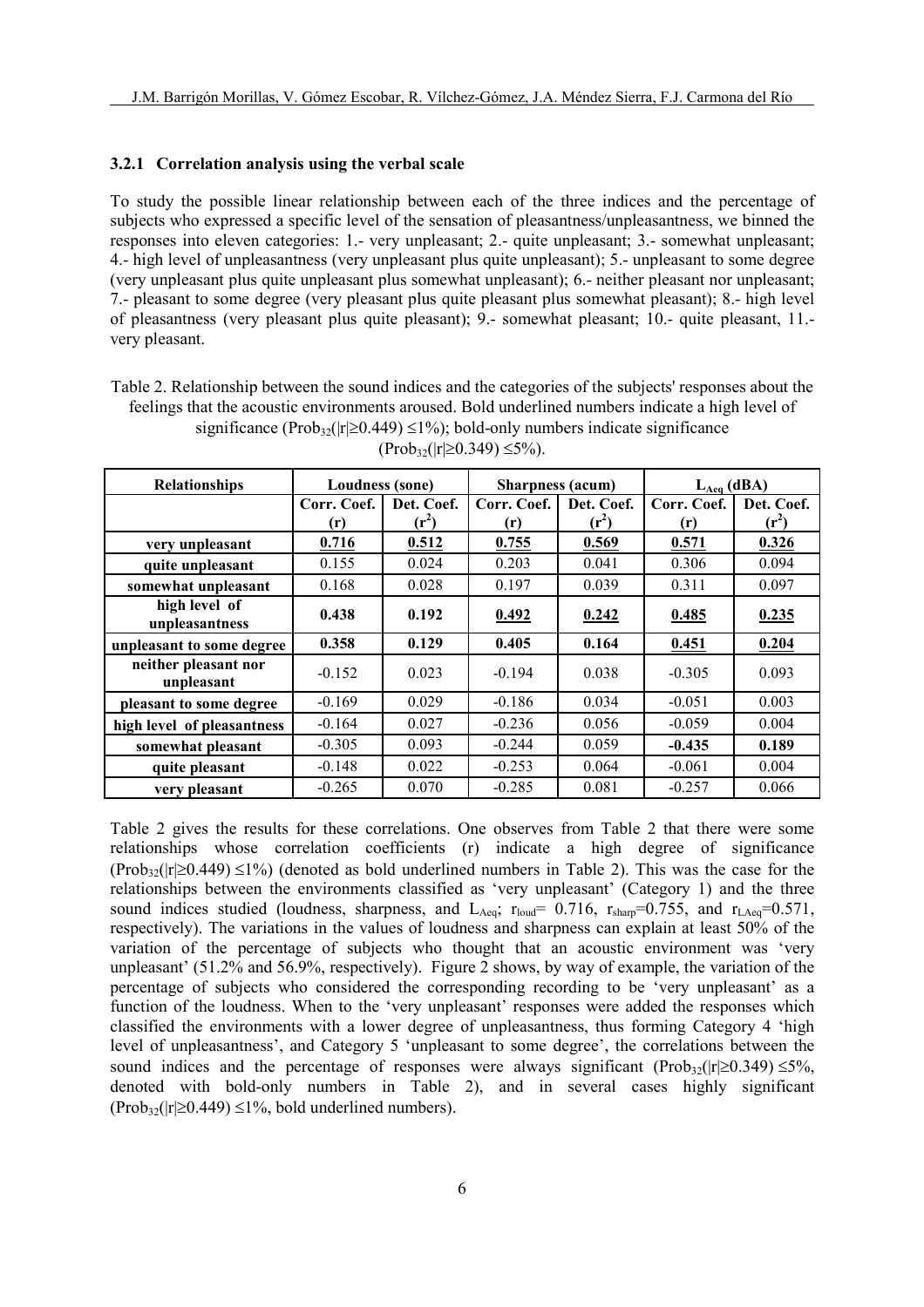### 3.2.1 Correlation analysis using the verbal scale

To study the possible linear relationship between each of the three indices and the percentage of subjects who expressed a specific level of the sensation of pleasantness/unpleasantness, we binned the responses into eleven categories: 1.- very unpleasant; 2.- quite unpleasant; 3.- somewhat unpleasant; 4.- high level of unpleasantness (very unpleasant plus quite unpleasant); 5.- unpleasant to some degree (very unpleasant plus quite unpleasant plus somewhat unpleasant); 6.- neither pleasant nor unpleasant; 7.- pleasant to some degree (very pleasant plus quite pleasant plus somewhat pleasant); 8.- high level of pleasantness (very pleasant plus quite pleasant); 9.- somewhat pleasant; 10.- quite pleasant, 11.- very pleasant.

Table 2. Relationship between the sound indices and the categories of the subjects' responses about the feelings that the acoustic environments aroused. Bold underlined numbers indicate a high level of significance ($Prob_{32}(|r|\geq 0.449) \leq 1\%$); bold-only numbers indicate significance ($Prob_{32}(|r|\geq 0.349) \leq 5\%$).

| Relationships | Loudness (sone) | | Sharpness (acum) | | $L_{Aeq}$ (dBA) | |
|---|---|---|---|---|---|---|
| | Corr. Coef. (r) | Det. Coef. ($r^2$) | Corr. Coef. (r) | Det. Coef. ($r^2$) | Corr. Coef. (r) | Det. Coef. ($r^2$) |
| **very unpleasant** | <u>**0.716**</u> | <u>**0.512**</u> | <u>**0.755**</u> | <u>**0.569**</u> | <u>**0.571**</u> | <u>**0.326**</u> |
| **quite unpleasant** | 0.155 | 0.024 | 0.203 | 0.041 | 0.306 | 0.094 |
| **somewhat unpleasant** | 0.168 | 0.028 | 0.197 | 0.039 | 0.311 | 0.097 |
| **high level of unpleasantness** | **0.438** | **0.192** | <u>**0.492**</u> | <u>**0.242**</u> | <u>**0.485**</u> | <u>**0.235**</u> |
| **unpleasant to some degree** | **0.358** | **0.129** | **0.405** | **0.164** | <u>**0.451**</u> | <u>**0.204**</u> |
| **neither pleasant nor unpleasant** | -0.152 | 0.023 | -0.194 | 0.038 | -0.305 | 0.093 |
| **pleasant to some degree** | -0.169 | 0.029 | -0.186 | 0.034 | -0.051 | 0.003 |
| **high level of pleasantness** | -0.164 | 0.027 | -0.236 | 0.056 | -0.059 | 0.004 |
| **somewhat pleasant** | -0.305 | 0.093 | -0.244 | 0.059 | **-0.435** | **0.189** |
| **quite pleasant** | -0.148 | 0.022 | -0.253 | 0.064 | -0.061 | 0.004 |
| **very pleasant** | -0.265 | 0.070 | -0.285 | 0.081 | -0.257 | 0.066 |

Table 2 gives the results for these correlations. One observes from Table 2 that there were some relationships whose correlation coefficients (r) indicate a high degree of significance ($Prob_{32}(|r|\geq 0.449) \leq 1\%$) (denoted as bold underlined numbers in Table 2). This was the case for the relationships between the environments classified as 'very unpleasant' (Category 1) and the three sound indices studied (loudness, sharpness, and $L_{Aeq}$; $r_{loud}= 0.716$, $r_{sharp}=0.755$, and $r_{LAeq}=0.571$, respectively). The variations in the values of loudness and sharpness can explain at least 50% of the variation of the percentage of subjects who thought that an acoustic environment was 'very unpleasant' (51.2% and 56.9%, respectively). Figure 2 shows, by way of example, the variation of the percentage of subjects who considered the corresponding recording to be 'very unpleasant' as a function of the loudness. When to the 'very unpleasant' responses were added the responses which classified the environments with a lower degree of unpleasantness, thus forming Category 4 'high level of unpleasantness', and Category 5 'unpleasant to some degree', the correlations between the sound indices and the percentage of responses were always significant ($Prob_{32}(|r|\geq 0.349) \leq 5\%$, denoted with bold-only numbers in Table 2), and in several cases highly significant ($Prob_{32}(|r|\geq 0.449) \leq 1\%$, bold underlined numbers).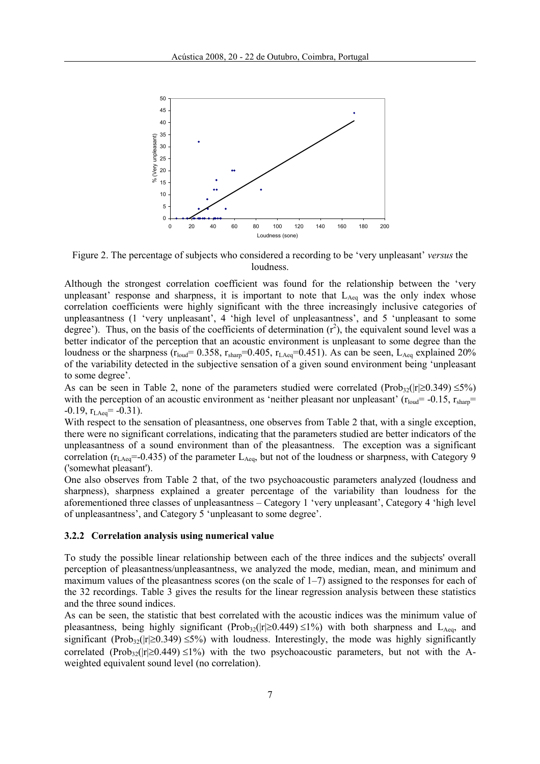Figure 2. The percentage of subjects who considered a recording to be 'very unpleasant' *versus* the loudness.

Although the strongest correlation coefficient was found for the relationship between the 'very unpleasant' response and sharpness, it is important to note that $L_{Aeq}$ was the only index whose correlation coefficients were highly significant with the three increasingly inclusive categories of unpleasantness (1 'very unpleasant', 4 'high level of unpleasantness', and 5 'unpleasant to some degree'). Thus, on the basis of the coefficients of determination ($r^2$), the equivalent sound level was a better indicator of the perception that an acoustic environment is unpleasant to some degree than the loudness or the sharpness ($r_{loud}$= 0.358, $r_{sharp}$=0.405, $r_{LAeq}$=0.451). As can be seen, $L_{Aeq}$ explained 20% of the variability detected in the subjective sensation of a given sound environment being 'unpleasant to some degree'.

As can be seen in Table 2, none of the parameters studied were correlated ($Prob_{32}(|r|\geq 0.349) \leq 5\%$) with the perception of an acoustic environment as 'neither pleasant nor unpleasant' ($r_{loud}$= -0.15, $r_{sharp}$= -0.19, $r_{LAeq}$= -0.31).

With respect to the sensation of pleasantness, one observes from Table 2 that, with a single exception, there were no significant correlations, indicating that the parameters studied are better indicators of the unpleasantness of a sound environment than of the pleasantness. The exception was a significant correlation ($r_{LAeq}$=-0.435) of the parameter $L_{Aeq}$, but not of the loudness or sharpness, with Category 9 ('somewhat pleasant').

One also observes from Table 2 that, of the two psychoacoustic parameters analyzed (loudness and sharpness), sharpness explained a greater percentage of the variability than loudness for the aforementioned three classes of unpleasantness – Category 1 'very unpleasant', Category 4 'high level of unpleasantness', and Category 5 'unpleasant to some degree'.

### 3.2.2 Correlation analysis using numerical value

To study the possible linear relationship between each of the three indices and the subjects' overall perception of pleasantness/unpleasantness, we analyzed the mode, median, mean, and minimum and maximum values of the pleasantness scores (on the scale of 1–7) assigned to the responses for each of the 32 recordings. Table 3 gives the results for the linear regression analysis between these statistics and the three sound indices.

As can be seen, the statistic that best correlated with the acoustic indices was the minimum value of pleasantness, being highly significant ($Prob_{32}(|r|\geq 0.449) \leq 1\%$) with both sharpness and $L_{Aeq}$, and significant ($Prob_{32}(|r|\geq 0.349) \leq 5\%$) with loudness. Interestingly, the mode was highly significantly correlated ($Prob_{32}(|r|\geq 0.449) \leq 1\%$) with the two psychoacoustic parameters, but not with the A-weighted equivalent sound level (no correlation).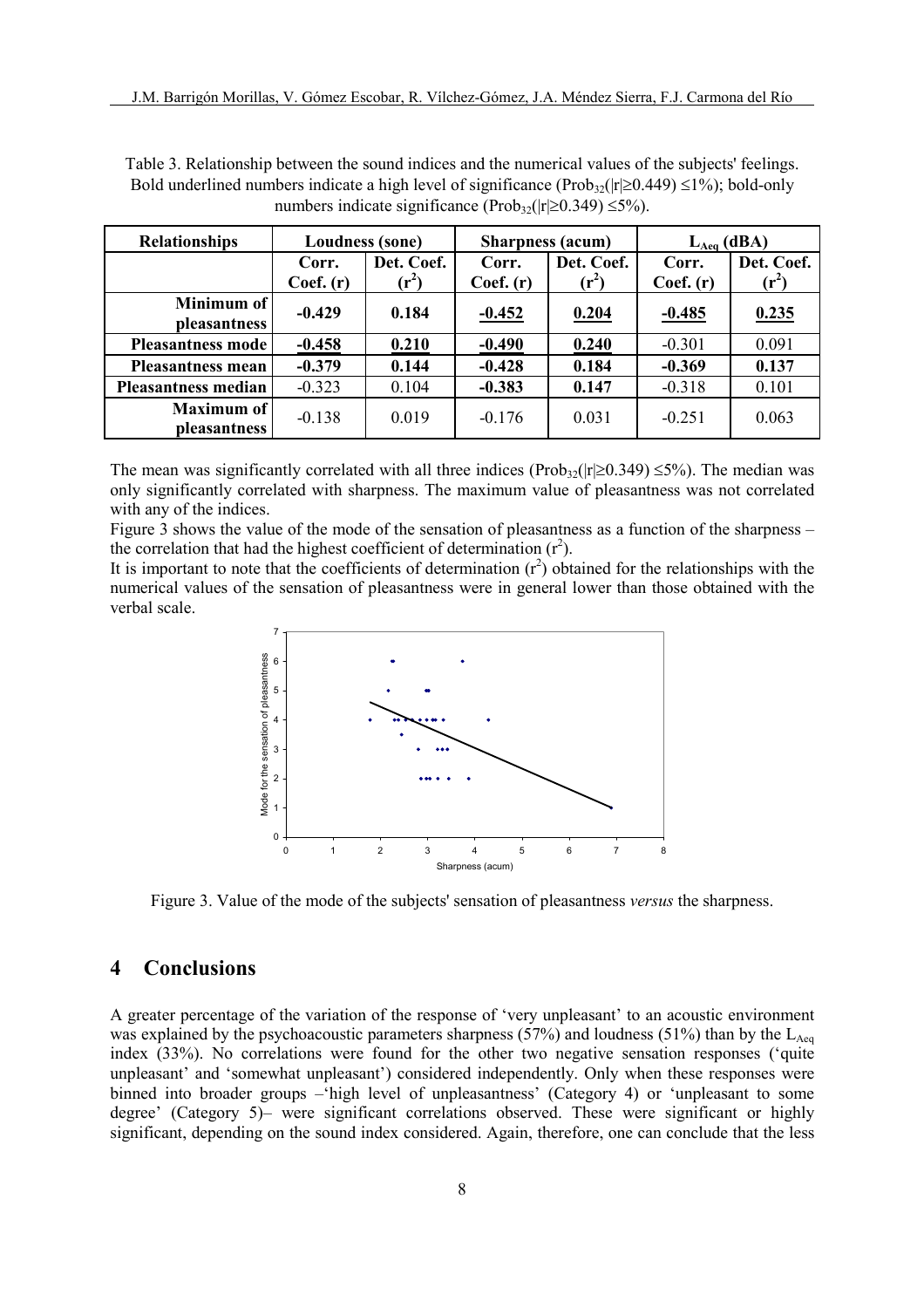Table 3. Relationship between the sound indices and the numerical values of the subjects' feelings. Bold underlined numbers indicate a high level of significance ($Prob_{32}(|r|\geq 0.449) \leq 1\%$); bold-only numbers indicate significance ($Prob_{32}(|r|\geq 0.349) \leq 5\%$).

| Relationships | Loudness (sone) | | Sharpness (acum) | | $L_{Aeq}$ (dBA) | |
|---|---|---|---|---|---|---|
| | Corr. Coef. (r) | Det. Coef. ($r^2$) | Corr. Coef. (r) | Det. Coef. ($r^2$) | Corr. Coef. (r) | Det. Coef. ($r^2$) |
| **Minimum of pleasantness** | **-0.429** | **0.184** | <u>**-0.452**</u> | <u>**0.204**</u> | <u>**-0.485**</u> | <u>**0.235**</u> |
| **Pleasantness mode** | <u>**-0.458**</u> | <u>**0.210**</u> | <u>**-0.490**</u> | <u>**0.240**</u> | -0.301 | 0.091 |
| **Pleasantness mean** | **-0.379** | **0.144** | **-0.428** | **0.184** | **-0.369** | **0.137** |
| **Pleasantness median** | -0.323 | 0.104 | **-0.383** | **0.147** | -0.318 | 0.101 |
| **Maximum of pleasantness** | -0.138 | 0.019 | -0.176 | 0.031 | -0.251 | 0.063 |

The mean was significantly correlated with all three indices ($Prob_{32}(|r|\geq 0.349) \leq 5\%$). The median was only significantly correlated with sharpness. The maximum value of pleasantness was not correlated with any of the indices.

Figure 3 shows the value of the mode of the sensation of pleasantness as a function of the sharpness – the correlation that had the highest coefficient of determination ($r^2$).

It is important to note that the coefficients of determination ($r^2$) obtained for the relationships with the numerical values of the sensation of pleasantness were in general lower than those obtained with the verbal scale.

Figure 3. Value of the mode of the subjects' sensation of pleasantness *versus* the sharpness.

## 4 Conclusions

A greater percentage of the variation of the response of 'very unpleasant' to an acoustic environment was explained by the psychoacoustic parameters sharpness (57%) and loudness (51%) than by the $L_{Aeq}$ index (33%). No correlations were found for the other two negative sensation responses ('quite unpleasant' and 'somewhat unpleasant') considered independently. Only when these responses were binned into broader groups –'high level of unpleasantness' (Category 4) or 'unpleasant to some degree' (Category 5)– were significant correlations observed. These were significant or highly significant, depending on the sound index considered. Again, therefore, one can conclude that the less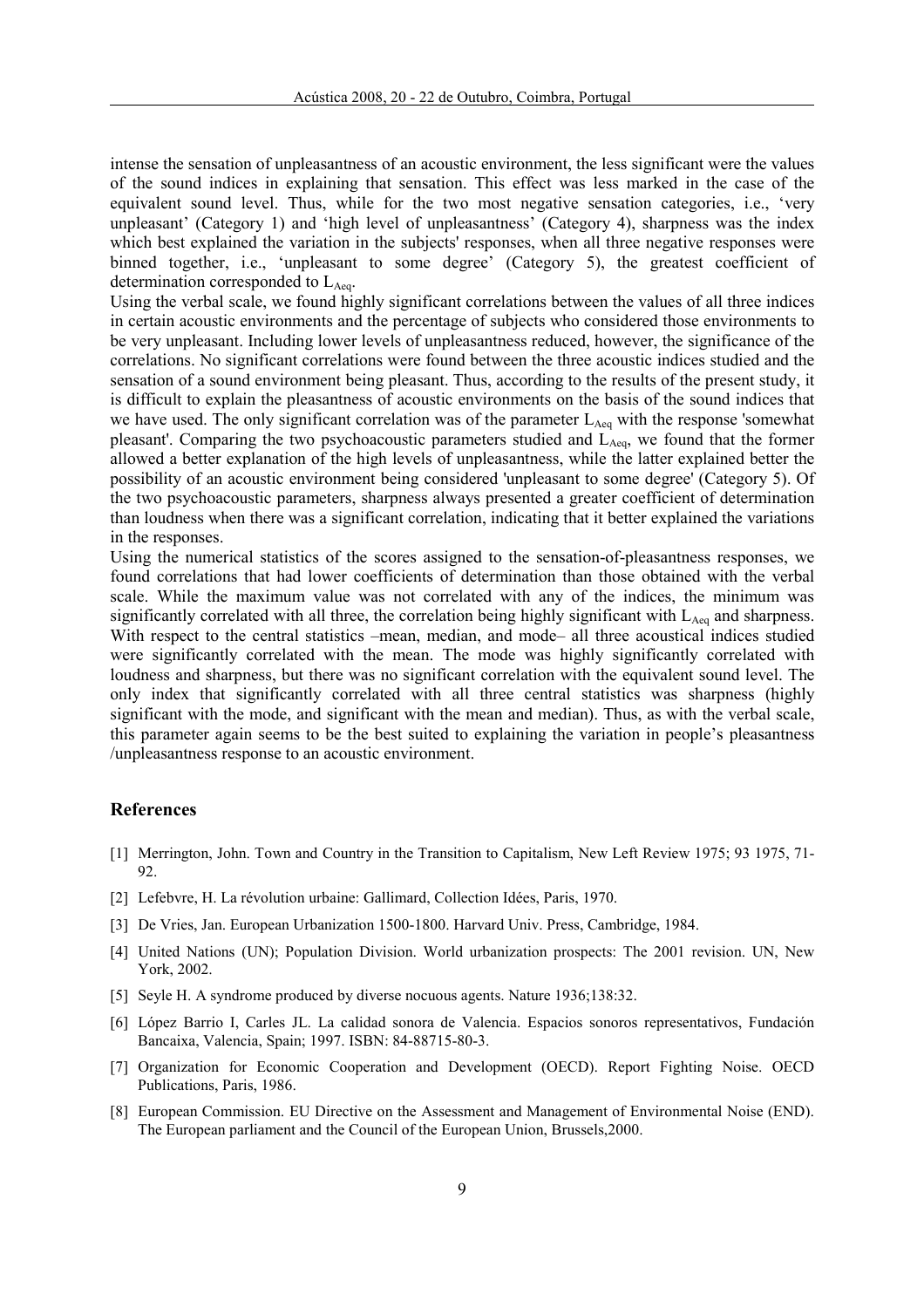intense the sensation of unpleasantness of an acoustic environment, the less significant were the values of the sound indices in explaining that sensation. This effect was less marked in the case of the equivalent sound level. Thus, while for the two most negative sensation categories, i.e., 'very unpleasant' (Category 1) and 'high level of unpleasantness' (Category 4), sharpness was the index which best explained the variation in the subjects' responses, when all three negative responses were binned together, i.e., 'unpleasant to some degree' (Category 5), the greatest coefficient of determination corresponded to $L_{Aeq}$.

Using the verbal scale, we found highly significant correlations between the values of all three indices in certain acoustic environments and the percentage of subjects who considered those environments to be very unpleasant. Including lower levels of unpleasantness reduced, however, the significance of the correlations. No significant correlations were found between the three acoustic indices studied and the sensation of a sound environment being pleasant. Thus, according to the results of the present study, it is difficult to explain the pleasantness of acoustic environments on the basis of the sound indices that we have used. The only significant correlation was of the parameter $L_{Aeq}$ with the response 'somewhat pleasant'. Comparing the two psychoacoustic parameters studied and $L_{Aeq}$, we found that the former allowed a better explanation of the high levels of unpleasantness, while the latter explained better the possibility of an acoustic environment being considered 'unpleasant to some degree' (Category 5). Of the two psychoacoustic parameters, sharpness always presented a greater coefficient of determination than loudness when there was a significant correlation, indicating that it better explained the variations in the responses.

Using the numerical statistics of the scores assigned to the sensation-of-pleasantness responses, we found correlations that had lower coefficients of determination than those obtained with the verbal scale. While the maximum value was not correlated with any of the indices, the minimum was significantly correlated with all three, the correlation being highly significant with $L_{Aeq}$ and sharpness. With respect to the central statistics –mean, median, and mode– all three acoustical indices studied were significantly correlated with the mean. The mode was highly significantly correlated with loudness and sharpness, but there was no significant correlation with the equivalent sound level. The only index that significantly correlated with all three central statistics was sharpness (highly significant with the mode, and significant with the mean and median). Thus, as with the verbal scale, this parameter again seems to be the best suited to explaining the variation in people's pleasantness /unpleasantness response to an acoustic environment.

## References

[1] Merrington, John. Town and Country in the Transition to Capitalism, New Left Review 1975; 93 1975, 71-92.

[2] Lefebvre, H. La révolution urbaine: Gallimard, Collection Idées, Paris, 1970.

[3] De Vries, Jan. European Urbanization 1500-1800. Harvard Univ. Press, Cambridge, 1984.

[4] United Nations (UN); Population Division. World urbanization prospects: The 2001 revision. UN, New York, 2002.

[5] Seyle H. A syndrome produced by diverse nocuous agents. Nature 1936;138:32.

[6] López Barrio I, Carles JL. La calidad sonora de Valencia. Espacios sonoros representativos, Fundación Bancaixa, Valencia, Spain; 1997. ISBN: 84-88715-80-3.

[7] Organization for Economic Cooperation and Development (OECD). Report Fighting Noise. OECD Publications, Paris, 1986.

[8] European Commission. EU Directive on the Assessment and Management of Environmental Noise (END). The European parliament and the Council of the European Union, Brussels,2000.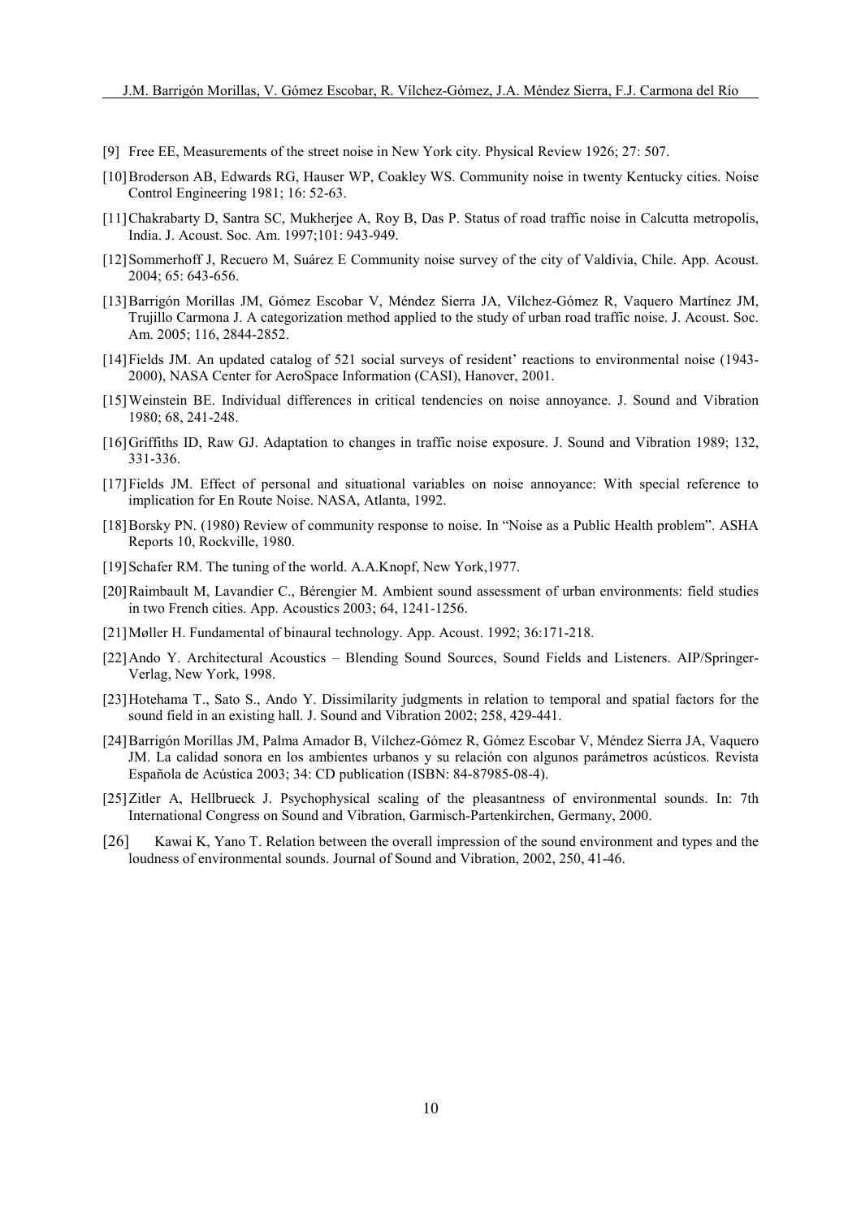[9] Free EE, Measurements of the street noise in New York city. Physical Review 1926; 27: 507.

[10] Broderson AB, Edwards RG, Hauser WP, Coakley WS. Community noise in twenty Kentucky cities. Noise Control Engineering 1981; 16: 52-63.

[11] Chakrabarty D, Santra SC, Mukherjee A, Roy B, Das P. Status of road traffic noise in Calcutta metropolis, India. J. Acoust. Soc. Am. 1997;101: 943-949.

[12] Sommerhoff J, Recuero M, Suárez E Community noise survey of the city of Valdivia, Chile. App. Acoust. 2004; 65: 643-656.

[13] Barrigón Morillas JM, Gómez Escobar V, Méndez Sierra JA, Vílchez-Gómez R, Vaquero Martínez JM, Trujillo Carmona J. A categorization method applied to the study of urban road traffic noise. J. Acoust. Soc. Am. 2005; 116, 2844-2852.

[14] Fields JM. An updated catalog of 521 social surveys of resident' reactions to environmental noise (1943-2000), NASA Center for AeroSpace Information (CASI), Hanover, 2001.

[15] Weinstein BE. Individual differences in critical tendencies on noise annoyance. J. Sound and Vibration 1980; 68, 241-248.

[16] Griffiths ID, Raw GJ. Adaptation to changes in traffic noise exposure. J. Sound and Vibration 1989; 132, 331-336.

[17] Fields JM. Effect of personal and situational variables on noise annoyance: With special reference to implication for En Route Noise. NASA, Atlanta, 1992.

[18] Borsky PN. (1980) Review of community response to noise. In "Noise as a Public Health problem". ASHA Reports 10, Rockville, 1980.

[19] Schafer RM. The tuning of the world. A.A.Knopf, New York,1977.

[20] Raimbault M, Lavandier C., Bérengier M. Ambient sound assessment of urban environments: field studies in two French cities. App. Acoustics 2003; 64, 1241-1256.

[21] Møller H. Fundamental of binaural technology. App. Acoust. 1992; 36:171-218.

[22] Ando Y. Architectural Acoustics – Blending Sound Sources, Sound Fields and Listeners. AIP/Springer-Verlag, New York, 1998.

[23] Hotehama T., Sato S., Ando Y. Dissimilarity judgments in relation to temporal and spatial factors for the sound field in an existing hall. J. Sound and Vibration 2002; 258, 429-441.

[24] Barrigón Morillas JM, Palma Amador B, Vílchez-Gómez R, Gómez Escobar V, Méndez Sierra JA, Vaquero JM. La calidad sonora en los ambientes urbanos y su relación con algunos parámetros acústicos. Revista Española de Acústica 2003; 34: CD publication (ISBN: 84-87985-08-4).

[25] Zitler A, Hellbrueck J. Psychophysical scaling of the pleasantness of environmental sounds. In: 7th International Congress on Sound and Vibration, Garmisch-Partenkirchen, Germany, 2000.

[26] Kawai K, Yano T. Relation between the overall impression of the sound environment and types and the loudness of environmental sounds. Journal of Sound and Vibration, 2002, 250, 41-46.